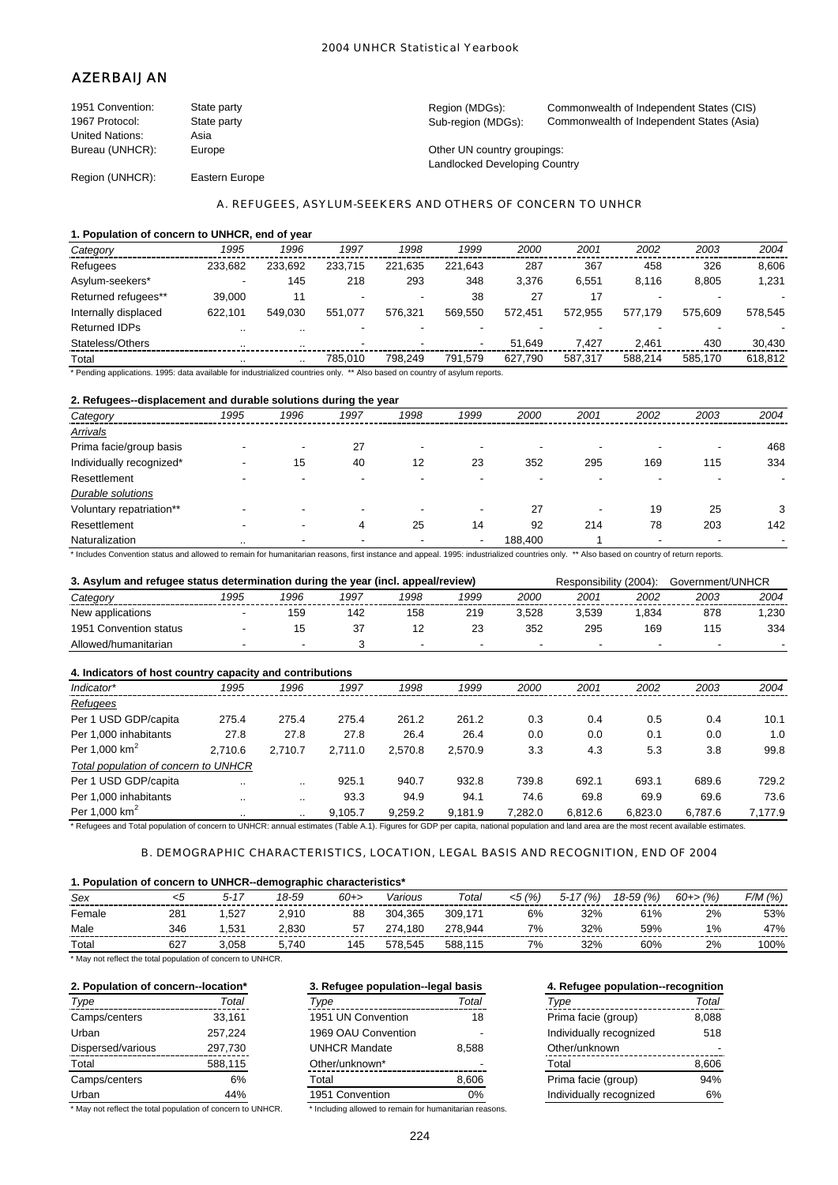# AZERBAIJAN

| | | | |
|---|---|---|---|
| 1951 Convention: | State party | Region (MDGs): | Commonwealth of Independent States (CIS) |
| 1967 Protocol: | State party | Sub-region (MDGs): | Commonwealth of Independent States (Asia) |
| United Nations: | Asia | | |
| Bureau (UNHCR): | Europe | Other UN country groupings: | Landlocked Developing Country |
| Region (UNHCR): | Eastern Europe | | |

## A. REFUGEES, ASYLUM-SEEKERS AND OTHERS OF CONCERN TO UNHCR

### 1. Population of concern to UNHCR, end of year

| Category | 1995 | 1996 | 1997 | 1998 | 1999 | 2000 | 2001 | 2002 | 2003 | 2004 |
|---|---|---|---|---|---|---|---|---|---|---|
| Refugees | 233,682 | 233,692 | 233,715 | 221,635 | 221,643 | 287 | 367 | 458 | 326 | 8,606 |
| Asylum-seekers* | - | 145 | 218 | 293 | 348 | 3,376 | 6,551 | 8,116 | 8,805 | 1,231 |
| Returned refugees** | 39,000 | 11 | - | - | 38 | 27 | 17 | - | - | - |
| Internally displaced | 622,101 | 549,030 | 551,077 | 576,321 | 569,550 | 572,451 | 572,955 | 577,179 | 575,609 | 578,545 |
| Returned IDPs | .. | .. | - | - | - | - | - | - | - | - |
| Stateless/Others | .. | .. | - | - | - | 51,649 | 7,427 | 2,461 | 430 | 30,430 |
| Total | .. | .. | 785,010 | 798,249 | 791,579 | 627,790 | 587,317 | 588,214 | 585,170 | 618,812 |

* Pending applications. 1995: data available for industrialized countries only. ** Also based on country of asylum reports.

### 2. Refugees--displacement and durable solutions during the year

| Category | 1995 | 1996 | 1997 | 1998 | 1999 | 2000 | 2001 | 2002 | 2003 | 2004 |
|---|---|---|---|---|---|---|---|---|---|---|
| *Arrivals* | | | | | | | | | | |
| Prima facie/group basis | - | - | 27 | - | - | - | - | - | - | 468 |
| Individually recognized* | - | 15 | 40 | 12 | 23 | 352 | 295 | 169 | 115 | 334 |
| Resettlement | - | - | - | - | - | - | - | - | - | - |
| *Durable solutions* | | | | | | | | | | |
| Voluntary repatriation** | - | - | - | - | - | 27 | - | 19 | 25 | 3 |
| Resettlement | - | - | 4 | 25 | 14 | 92 | 214 | 78 | 203 | 142 |
| Naturalization | .. | - | - | - | - | 188,400 | 1 | - | - | - |

* Includes Convention status and allowed to remain for humanitarian reasons, first instance and appeal. 1995: industrialized countries only. ** Also based on country of return reports.

### 3. Asylum and refugee status determination during the year (incl. appeal/review)

Responsibility (2004): Government/UNHCR

| Category | 1995 | 1996 | 1997 | 1998 | 1999 | 2000 | 2001 | 2002 | 2003 | 2004 |
|---|---|---|---|---|---|---|---|---|---|---|
| New applications | - | 159 | 142 | 158 | 219 | 3,528 | 3,539 | 1,834 | 878 | 1,230 |
| 1951 Convention status | - | 15 | 37 | 12 | 23 | 352 | 295 | 169 | 115 | 334 |
| Allowed/humanitarian | - | - | 3 | - | - | - | - | - | - | - |

### 4. Indicators of host country capacity and contributions

| Indicator* | 1995 | 1996 | 1997 | 1998 | 1999 | 2000 | 2001 | 2002 | 2003 | 2004 |
|---|---|---|---|---|---|---|---|---|---|---|
| *Refugees* | | | | | | | | | | |
| Per 1 USD GDP/capita | 275.4 | 275.4 | 275.4 | 261.2 | 261.2 | 0.3 | 0.4 | 0.5 | 0.4 | 10.1 |
| Per 1,000 inhabitants | 27.8 | 27.8 | 27.8 | 26.4 | 26.4 | 0.0 | 0.0 | 0.1 | 0.0 | 1.0 |
| Per 1,000 $km^2$ | 2,710.6 | 2,710.7 | 2,711.0 | 2,570.8 | 2,570.9 | 3.3 | 4.3 | 5.3 | 3.8 | 99.8 |
| *Total population of concern to UNHCR* | | | | | | | | | | |
| Per 1 USD GDP/capita | .. | .. | 925.1 | 940.7 | 932.8 | 739.8 | 692.1 | 693.1 | 689.6 | 729.2 |
| Per 1,000 inhabitants | .. | .. | 93.3 | 94.9 | 94.1 | 74.6 | 69.8 | 69.9 | 69.6 | 73.6 |
| Per 1,000 $km^2$ | .. | .. | 9,105.7 | 9,259.2 | 9,181.9 | 7,282.0 | 6,812.6 | 6,823.0 | 6,787.6 | 7,177.9 |

* Refugees and Total population of concern to UNHCR: annual estimates (Table A.1). Figures for GDP per capita, national population and land area are the most recent available estimates.

## B. DEMOGRAPHIC CHARACTERISTICS, LOCATION, LEGAL BASIS AND RECOGNITION, END OF 2004

### 1. Population of concern to UNHCR--demographic characteristics*

| Sex | <5 | 5-17 | 18-59 | 60+> | Various | Total | <5 (%) | 5-17 (%) | 18-59 (%) | 60+> (%) | F/M (%) |
|---|---|---|---|---|---|---|---|---|---|---|---|
| Female | 281 | 1,527 | 2,910 | 88 | 304,365 | 309,171 | 6% | 32% | 61% | 2% | 53% |
| Male | 346 | 1,531 | 2,830 | 57 | 274,180 | 278,944 | 7% | 32% | 59% | 1% | 47% |
| Total | 627 | 3,058 | 5,740 | 145 | 578,545 | 588,115 | 7% | 32% | 60% | 2% | 100% |

* May not reflect the total population of concern to UNHCR.

### 2. Population of concern--location*

| Type | Total |
|---|---|
| Camps/centers | 33,161 |
| Urban | 257,224 |
| Dispersed/various | 297,730 |
| Total | 588,115 |
| Camps/centers | 6% |
| Urban | 44% |

* May not reflect the total population of concern to UNHCR.

### 3. Refugee population--legal basis

| Type | Total |
|---|---|
| 1951 UN Convention | 18 |
| 1969 OAU Convention | - |
| UNHCR Mandate | 8,588 |
| Other/unknown* | - |
| Total | 8,606 |
| 1951 Convention | 0% |

* Including allowed to remain for humanitarian reasons.

### 4. Refugee population--recognition

| Type | Total |
|---|---|
| Prima facie (group) | 8,088 |
| Individually recognized | 518 |
| Other/unknown | - |
| Total | 8,606 |
| Prima facie (group) | 94% |
| Individually recognized | 6% |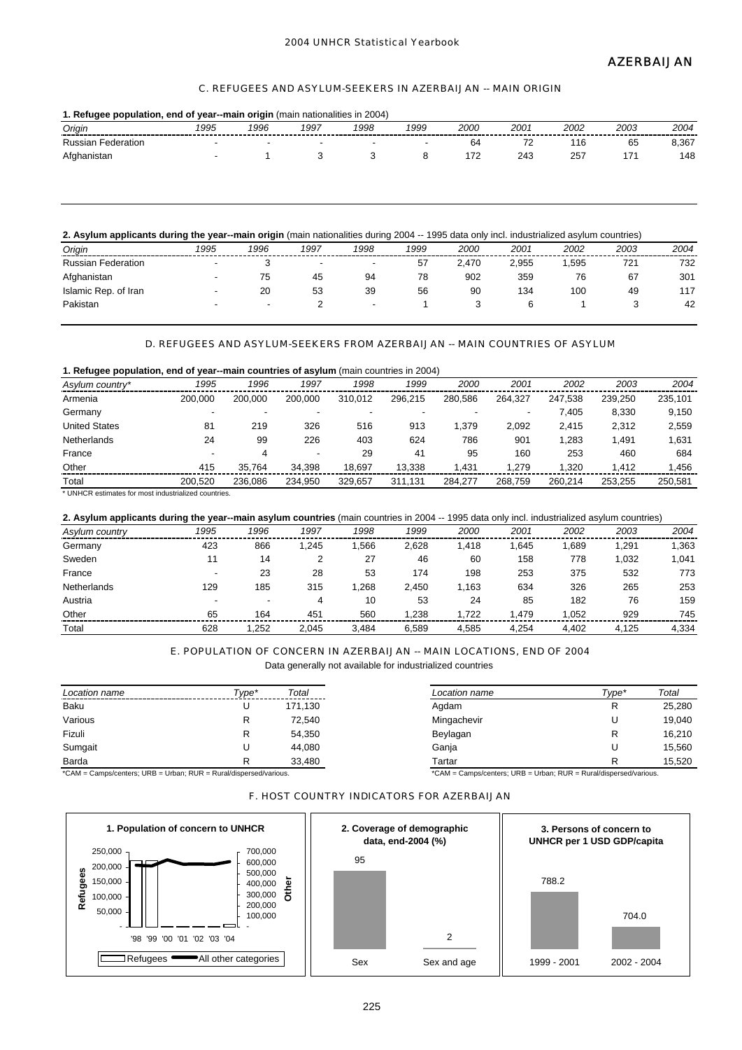## AZERBAIJAN

### C. REFUGEES AND ASYLUM-SEEKERS IN AZERBAIJAN -- MAIN ORIGIN

**1. Refugee population, end of year--main origin** (main nationalities in 2004)

| *Origin* | *1995* | *1996* | *1997* | *1998* | *1999* | *2000* | *2001* | *2002* | *2003* | *2004* |
|---|---|---|---|---|---|---|---|---|---|---|
| Russian Federation | - | - | - | - | - | 64 | 72 | 116 | 65 | 8,367 |
| Afghanistan | - | 1 | 3 | 3 | 8 | 172 | 243 | 257 | 171 | 148 |

**2. Asylum applicants during the year--main origin** (main nationalities during 2004 -- 1995 data only incl. industrialized asylum countries)

| *Origin* | *1995* | *1996* | *1997* | *1998* | *1999* | *2000* | *2001* | *2002* | *2003* | *2004* |
|---|---|---|---|---|---|---|---|---|---|---|
| Russian Federation | - | 3 | - | - | 57 | 2,470 | 2,955 | 1,595 | 721 | 732 |
| Afghanistan | - | 75 | 45 | 94 | 78 | 902 | 359 | 76 | 67 | 301 |
| Islamic Rep. of Iran | - | 20 | 53 | 39 | 56 | 90 | 134 | 100 | 49 | 117 |
| Pakistan | - | - | 2 | - | 1 | 3 | 6 | 1 | 3 | 42 |

### D. REFUGEES AND ASYLUM-SEEKERS FROM AZERBAIJAN -- MAIN COUNTRIES OF ASYLUM

**1. Refugee population, end of year--main countries of asylum** (main countries in 2004)

| *Asylum country** | *1995* | *1996* | *1997* | *1998* | *1999* | *2000* | *2001* | *2002* | *2003* | *2004* |
|---|---|---|---|---|---|---|---|---|---|---|
| Armenia | 200,000 | 200,000 | 200,000 | 310,012 | 296,215 | 280,586 | 264,327 | 247,538 | 239,250 | 235,101 |
| Germany | - | - | - | - | - | - | - | 7,405 | 8,330 | 9,150 |
| United States | 81 | 219 | 326 | 516 | 913 | 1,379 | 2,092 | 2,415 | 2,312 | 2,559 |
| Netherlands | 24 | 99 | 226 | 403 | 624 | 786 | 901 | 1,283 | 1,491 | 1,631 |
| France | - | 4 | - | 29 | 41 | 95 | 160 | 253 | 460 | 684 |
| Other | 415 | 35,764 | 34,398 | 18,697 | 13,338 | 1,431 | 1,279 | 1,320 | 1,412 | 1,456 |
| Total | 200,520 | 236,086 | 234,950 | 329,657 | 311,131 | 284,277 | 268,759 | 260,214 | 253,255 | 250,581 |

* UNHCR estimates for most industrialized countries.

**2. Asylum applicants during the year--main asylum countries** (main countries in 2004 -- 1995 data only incl. industrialized asylum countries)

| *Asylum country* | *1995* | *1996* | *1997* | *1998* | *1999* | *2000* | *2001* | *2002* | *2003* | *2004* |
|---|---|---|---|---|---|---|---|---|---|---|
| Germany | 423 | 866 | 1,245 | 1,566 | 2,628 | 1,418 | 1,645 | 1,689 | 1,291 | 1,363 |
| Sweden | 11 | 14 | 2 | 27 | 46 | 60 | 158 | 778 | 1,032 | 1,041 |
| France | - | 23 | 28 | 53 | 174 | 198 | 253 | 375 | 532 | 773 |
| Netherlands | 129 | 185 | 315 | 1,268 | 2,450 | 1,163 | 634 | 326 | 265 | 253 |
| Austria | - | - | 4 | 10 | 53 | 24 | 85 | 182 | 76 | 159 |
| Other | 65 | 164 | 451 | 560 | 1,238 | 1,722 | 1,479 | 1,052 | 929 | 745 |
| Total | 628 | 1,252 | 2,045 | 3,484 | 6,589 | 4,585 | 4,254 | 4,402 | 4,125 | 4,334 |

### E. POPULATION OF CONCERN IN AZERBAIJAN -- MAIN LOCATIONS, END OF 2004

Data generally not available for industrialized countries

| *Location name* | *Type** | *Total* |
|---|---|---|
| Baku | U | 171,130 |
| Various | R | 72,540 |
| Fizuli | R | 54,350 |
| Sumgait | U | 44,080 |
| Barda | R | 33,480 |
| Agdam | R | 25,280 |
| Mingachevir | U | 19,040 |
| Beylagan | R | 16,210 |
| Ganja | U | 15,560 |
| Tartar | R | 15,520 |

*CAM = Camps/centers; URB = Urban; RUR = Rural/dispersed/various.

### F. HOST COUNTRY INDICATORS FOR AZERBAIJAN

**1. Population of concern to UNHCR**

Refugees: 250,000, 200,000, 150,000, 100,000, 50,000, -
Other: 700,000, 600,000, 500,000, 400,000, 300,000, 200,000, 100,000, -
'98 '99 '00 '01 '02 '03 '04
Refugees — All other categories

**2. Coverage of demographic data, end-2004 (%)**

95
2
Sex
Sex and age

**3. Persons of concern to UNHCR per 1 USD GDP/capita**

788.2
704.0
1999 - 2001
2002 - 2004